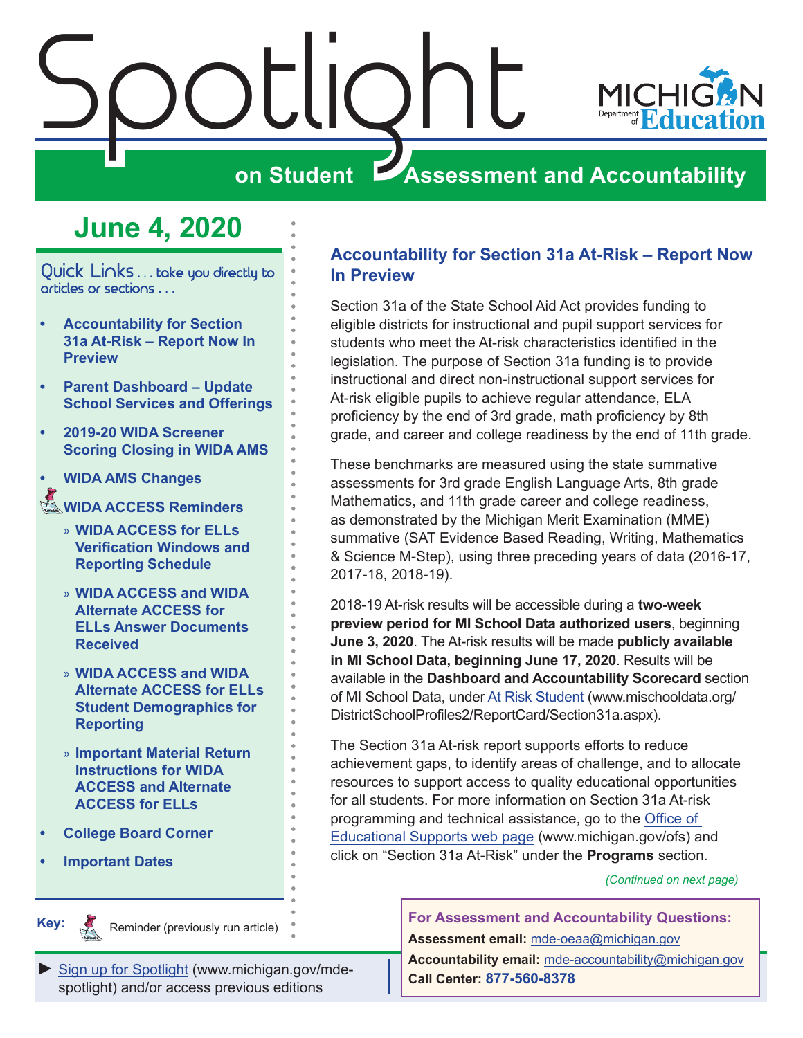# Spotlight on Student Assessment and Accountability

MICHIGAN Department of Education

## June 4, 2020

Quick Links . . . take you directly to articles or sections . . .

- **Accountability for Section 31a At-Risk – Report Now In Preview**
- **Parent Dashboard – Update School Services and Offerings**
- **2019-20 WIDA Screener Scoring Closing in WIDA AMS**
- **WIDA AMS Changes**
- **WIDA ACCESS Reminders**
  - » **WIDA ACCESS for ELLs Verification Windows and Reporting Schedule**
  - » **WIDA ACCESS and WIDA Alternate ACCESS for ELLs Answer Documents Received**
  - » **WIDA ACCESS and WIDA Alternate ACCESS for ELLs Student Demographics for Reporting**
  - » **Important Material Return Instructions for WIDA ACCESS and Alternate ACCESS for ELLs**
- **College Board Corner**
- **Important Dates**

**Key:** Reminder (previously run article)

► Sign up for Spotlight (www.michigan.gov/mde-spotlight) and/or access previous editions

## Accountability for Section 31a At-Risk – Report Now In Preview

Section 31a of the State School Aid Act provides funding to eligible districts for instructional and pupil support services for students who meet the At-risk characteristics identified in the legislation. The purpose of Section 31a funding is to provide instructional and direct non-instructional support services for At-risk eligible pupils to achieve regular attendance, ELA proficiency by the end of 3rd grade, math proficiency by 8th grade, and career and college readiness by the end of 11th grade.

These benchmarks are measured using the state summative assessments for 3rd grade English Language Arts, 8th grade Mathematics, and 11th grade career and college readiness, as demonstrated by the Michigan Merit Examination (MME) summative (SAT Evidence Based Reading, Writing, Mathematics & Science M-Step), using three preceding years of data (2016-17, 2017-18, 2018-19).

2018-19 At-risk results will be accessible during a **two-week preview period for MI School Data authorized users**, beginning **June 3, 2020**. The At-risk results will be made **publicly available in MI School Data, beginning June 17, 2020**. Results will be available in the **Dashboard and Accountability Scorecard** section of MI School Data, under At Risk Student (www.mischooldata.org/DistrictSchoolProfiles2/ReportCard/Section31a.aspx).

The Section 31a At-risk report supports efforts to reduce achievement gaps, to identify areas of challenge, and to allocate resources to support access to quality educational opportunities for all students. For more information on Section 31a At-risk programming and technical assistance, go to the Office of Educational Supports web page (www.michigan.gov/ofs) and click on "Section 31a At-Risk" under the **Programs** section.

*(Continued on next page)*

**For Assessment and Accountability Questions:**
**Assessment email:** mde-oeaa@michigan.gov
**Accountability email:** mde-accountability@michigan.gov
**Call Center: 877-560-8378**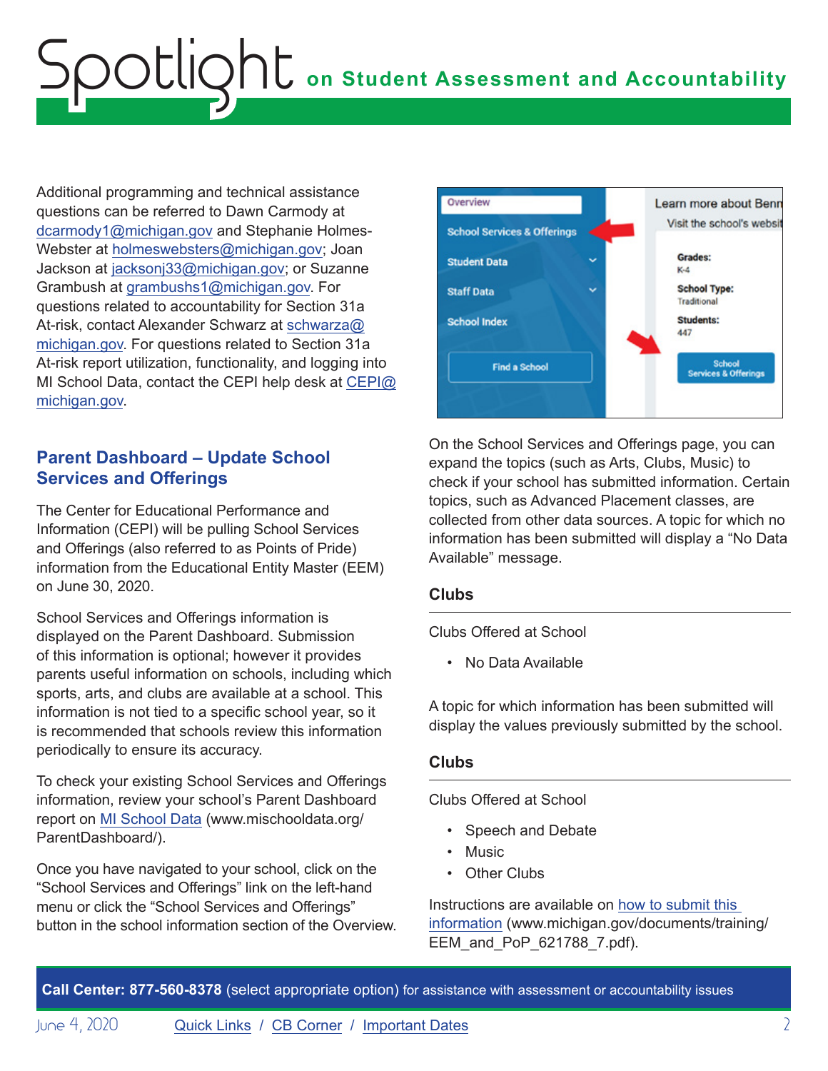Additional programming and technical assistance questions can be referred to Dawn Carmody at dcarmody1@michigan.gov and Stephanie Holmes-Webster at holmeswebsters@michigan.gov; Joan Jackson at jacksonj33@michigan.gov; or Suzanne Grambush at grambushs1@michigan.gov. For questions related to accountability for Section 31a At-risk, contact Alexander Schwarz at schwarza@michigan.gov. For questions related to Section 31a At-risk report utilization, functionality, and logging into MI School Data, contact the CEPI help desk at CEPI@michigan.gov.

## Parent Dashboard – Update School Services and Offerings

The Center for Educational Performance and Information (CEPI) will be pulling School Services and Offerings (also referred to as Points of Pride) information from the Educational Entity Master (EEM) on June 30, 2020.

School Services and Offerings information is displayed on the Parent Dashboard. Submission of this information is optional; however it provides parents useful information on schools, including which sports, arts, and clubs are available at a school. This information is not tied to a specific school year, so it is recommended that schools review this information periodically to ensure its accuracy.

To check your existing School Services and Offerings information, review your school's Parent Dashboard report on MI School Data (www.mischooldata.org/ParentDashboard/).

Once you have navigated to your school, click on the "School Services and Offerings" link on the left-hand menu or click the "School Services and Offerings" button in the school information section of the Overview.

On the School Services and Offerings page, you can expand the topics (such as Arts, Clubs, Music) to check if your school has submitted information. Certain topics, such as Advanced Placement classes, are collected from other data sources. A topic for which no information has been submitted will display a "No Data Available" message.

**Clubs**

Clubs Offered at School

- No Data Available

A topic for which information has been submitted will display the values previously submitted by the school.

**Clubs**

Clubs Offered at School

- Speech and Debate
- Music
- Other Clubs

Instructions are available on how to submit this information (www.michigan.gov/documents/training/EEM_and_PoP_621788_7.pdf).

**Call Center: 877-560-8378** (select appropriate option) for assistance with assessment or accountability issues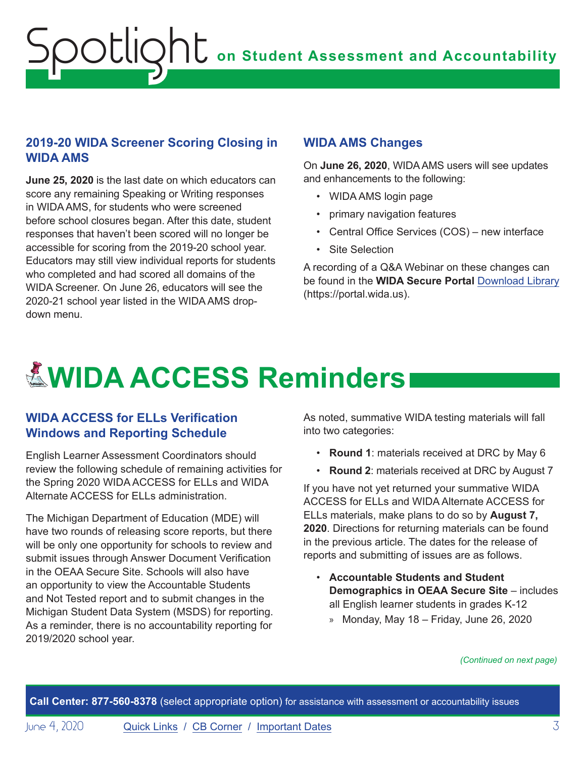## 2019-20 WIDA Screener Scoring Closing in WIDA AMS

**June 25, 2020** is the last date on which educators can score any remaining Speaking or Writing responses in WIDA AMS, for students who were screened before school closures began. After this date, student responses that haven't been scored will no longer be accessible for scoring from the 2019-20 school year. Educators may still view individual reports for students who completed and had scored all domains of the WIDA Screener. On June 26, educators will see the 2020-21 school year listed in the WIDA AMS drop-down menu.

## WIDA AMS Changes

On **June 26, 2020**, WIDA AMS users will see updates and enhancements to the following:

- WIDA AMS login page
- primary navigation features
- Central Office Services (COS) – new interface
- Site Selection

A recording of a Q&A Webinar on these changes can be found in the **WIDA Secure Portal** Download Library (https://portal.wida.us).

# WIDA ACCESS Reminders

## WIDA ACCESS for ELLs Verification Windows and Reporting Schedule

English Learner Assessment Coordinators should review the following schedule of remaining activities for the Spring 2020 WIDA ACCESS for ELLs and WIDA Alternate ACCESS for ELLs administration.

The Michigan Department of Education (MDE) will have two rounds of releasing score reports, but there will be only one opportunity for schools to review and submit issues through Answer Document Verification in the OEAA Secure Site. Schools will also have an opportunity to view the Accountable Students and Not Tested report and to submit changes in the Michigan Student Data System (MSDS) for reporting. As a reminder, there is no accountability reporting for 2019/2020 school year.

As noted, summative WIDA testing materials will fall into two categories:

- **Round 1**: materials received at DRC by May 6
- **Round 2**: materials received at DRC by August 7

If you have not yet returned your summative WIDA ACCESS for ELLs and WIDA Alternate ACCESS for ELLs materials, make plans to do so by **August 7, 2020**. Directions for returning materials can be found in the previous article. The dates for the release of reports and submitting of issues are as follows.

- **Accountable Students and Student Demographics in OEAA Secure Site** – includes all English learner students in grades K-12
  - Monday, May 18 – Friday, June 26, 2020

*(Continued on next page)*

**Call Center: 877-560-8378** (select appropriate option) for assistance with assessment or accountability issues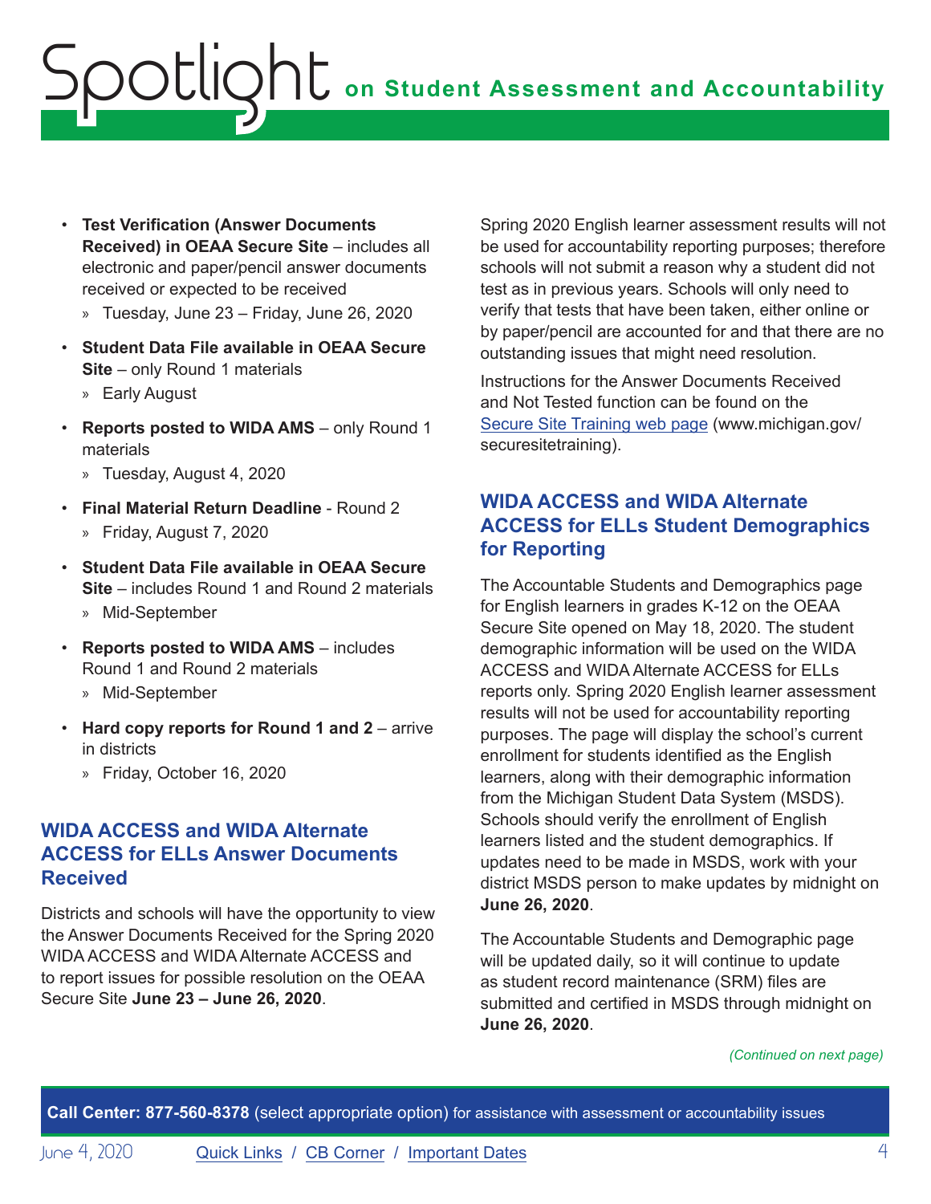- **Test Verification (Answer Documents Received) in OEAA Secure Site** – includes all electronic and paper/pencil answer documents received or expected to be received
  - Tuesday, June 23 – Friday, June 26, 2020
- **Student Data File available in OEAA Secure Site** – only Round 1 materials
  - Early August
- **Reports posted to WIDA AMS** – only Round 1 materials
  - Tuesday, August 4, 2020
- **Final Material Return Deadline** - Round 2
  - Friday, August 7, 2020
- **Student Data File available in OEAA Secure Site** – includes Round 1 and Round 2 materials
  - Mid-September
- **Reports posted to WIDA AMS** – includes Round 1 and Round 2 materials
  - Mid-September
- **Hard copy reports for Round 1 and 2** – arrive in districts
  - Friday, October 16, 2020

## WIDA ACCESS and WIDA Alternate ACCESS for ELLs Answer Documents Received

Districts and schools will have the opportunity to view the Answer Documents Received for the Spring 2020 WIDA ACCESS and WIDA Alternate ACCESS and to report issues for possible resolution on the OEAA Secure Site **June 23 – June 26, 2020**.

Spring 2020 English learner assessment results will not be used for accountability reporting purposes; therefore schools will not submit a reason why a student did not test as in previous years. Schools will only need to verify that tests that have been taken, either online or by paper/pencil are accounted for and that there are no outstanding issues that might need resolution.

Instructions for the Answer Documents Received and Not Tested function can be found on the Secure Site Training web page (www.michigan.gov/securesitetraining).

## WIDA ACCESS and WIDA Alternate ACCESS for ELLs Student Demographics for Reporting

The Accountable Students and Demographics page for English learners in grades K-12 on the OEAA Secure Site opened on May 18, 2020. The student demographic information will be used on the WIDA ACCESS and WIDA Alternate ACCESS for ELLs reports only. Spring 2020 English learner assessment results will not be used for accountability reporting purposes. The page will display the school's current enrollment for students identified as the English learners, along with their demographic information from the Michigan Student Data System (MSDS). Schools should verify the enrollment of English learners listed and the student demographics. If updates need to be made in MSDS, work with your district MSDS person to make updates by midnight on **June 26, 2020**.

The Accountable Students and Demographic page will be updated daily, so it will continue to update as student record maintenance (SRM) files are submitted and certified in MSDS through midnight on **June 26, 2020**.

*(Continued on next page)*

**Call Center: 877-560-8378** (select appropriate option) for assistance with assessment or accountability issues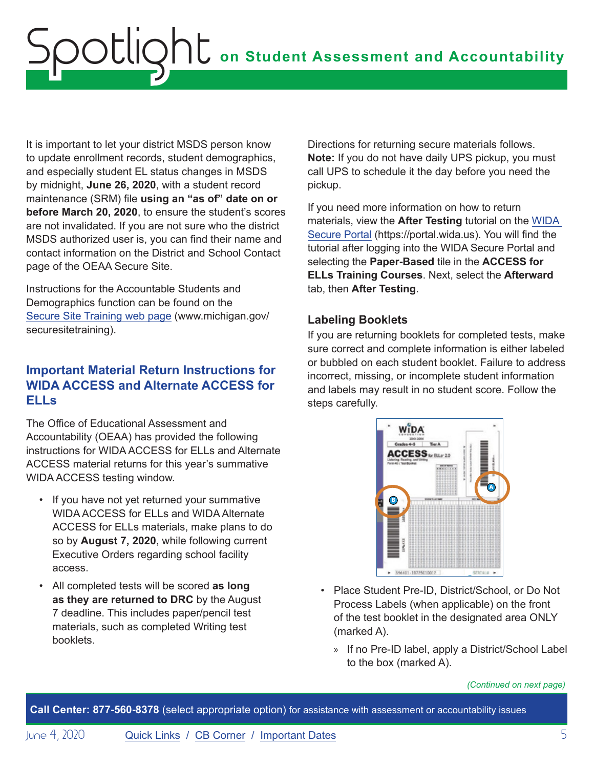It is important to let your district MSDS person know to update enrollment records, student demographics, and especially student EL status changes in MSDS by midnight, **June 26, 2020**, with a student record maintenance (SRM) file **using an "as of" date on or before March 20, 2020**, to ensure the student's scores are not invalidated. If you are not sure who the district MSDS authorized user is, you can find their name and contact information on the District and School Contact page of the OEAA Secure Site.

Instructions for the Accountable Students and Demographics function can be found on the Secure Site Training web page (www.michigan.gov/securesitetraining).

## Important Material Return Instructions for WIDA ACCESS and Alternate ACCESS for ELLs

The Office of Educational Assessment and Accountability (OEAA) has provided the following instructions for WIDA ACCESS for ELLs and Alternate ACCESS material returns for this year's summative WIDA ACCESS testing window.

- If you have not yet returned your summative WIDA ACCESS for ELLs and WIDA Alternate ACCESS for ELLs materials, make plans to do so by **August 7, 2020**, while following current Executive Orders regarding school facility access.
- All completed tests will be scored **as long as they are returned to DRC** by the August 7 deadline. This includes paper/pencil test materials, such as completed Writing test booklets.

Directions for returning secure materials follows. **Note:** If you do not have daily UPS pickup, you must call UPS to schedule it the day before you need the pickup.

If you need more information on how to return materials, view the **After Testing** tutorial on the WIDA Secure Portal (https://portal.wida.us). You will find the tutorial after logging into the WIDA Secure Portal and selecting the **Paper-Based** tile in the **ACCESS for ELLs Training Courses**. Next, select the **Afterward** tab, then **After Testing**.

### Labeling Booklets

If you are returning booklets for completed tests, make sure correct and complete information is either labeled or bubbled on each student booklet. Failure to address incorrect, missing, or incomplete student information and labels may result in no student score. Follow the steps carefully.

- Place Student Pre-ID, District/School, or Do Not Process Labels (when applicable) on the front of the test booklet in the designated area ONLY (marked A).
  - If no Pre-ID label, apply a District/School Label to the box (marked A).

*(Continued on next page)*

**Call Center: 877-560-8378** (select appropriate option) for assistance with assessment or accountability issues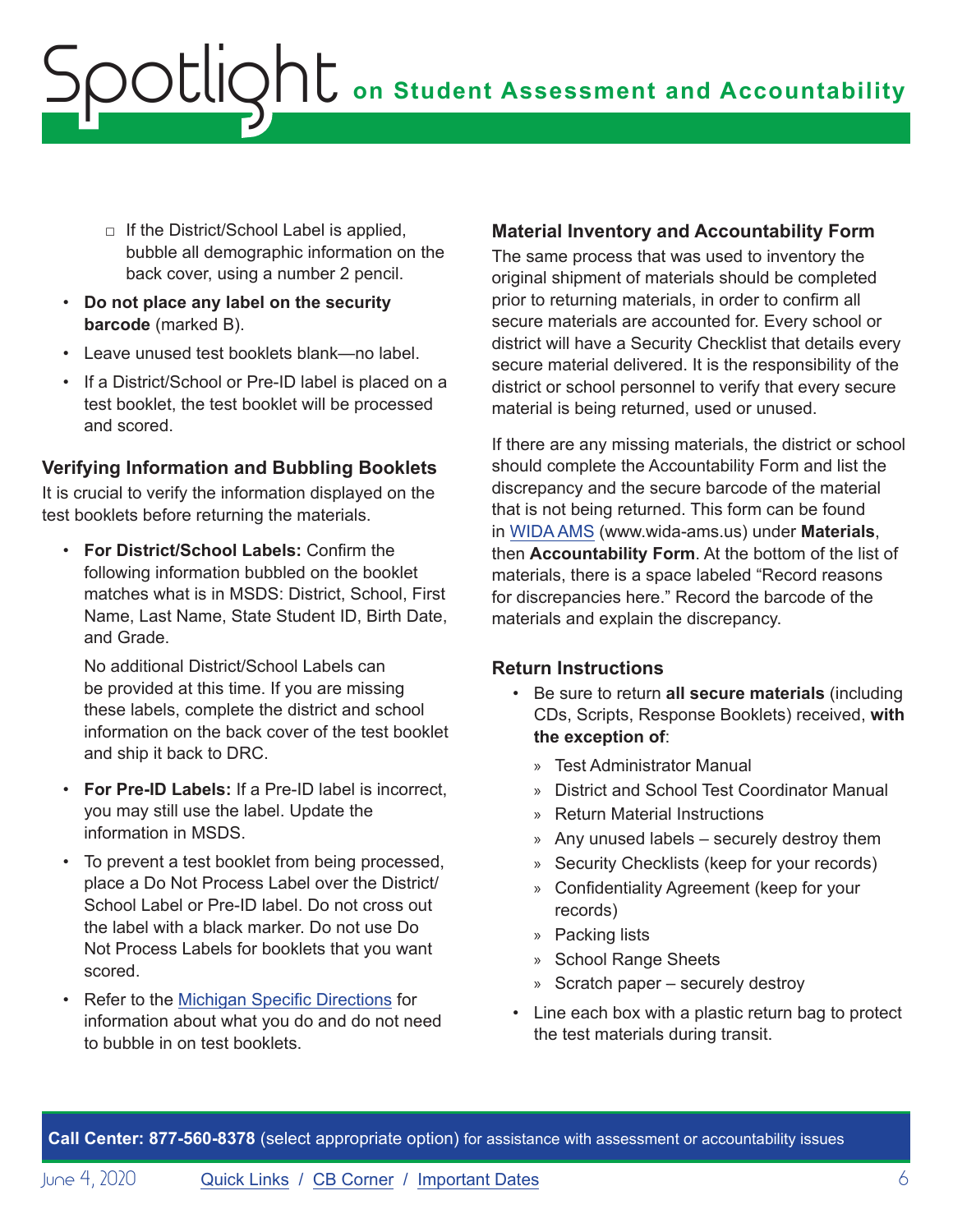- If the District/School Label is applied, bubble all demographic information on the back cover, using a number 2 pencil.

- **Do not place any label on the security barcode** (marked B).
- Leave unused test booklets blank—no label.
- If a District/School or Pre-ID label is placed on a test booklet, the test booklet will be processed and scored.

### Verifying Information and Bubbling Booklets

It is crucial to verify the information displayed on the test booklets before returning the materials.

- **For District/School Labels:** Confirm the following information bubbled on the booklet matches what is in MSDS: District, School, First Name, Last Name, State Student ID, Birth Date, and Grade.

  No additional District/School Labels can be provided at this time. If you are missing these labels, complete the district and school information on the back cover of the test booklet and ship it back to DRC.

- **For Pre-ID Labels:** If a Pre-ID label is incorrect, you may still use the label. Update the information in MSDS.
- To prevent a test booklet from being processed, place a Do Not Process Label over the District/School Label or Pre-ID label. Do not cross out the label with a black marker. Do not use Do Not Process Labels for booklets that you want scored.
- Refer to the Michigan Specific Directions for information about what you do and do not need to bubble in on test booklets.

### Material Inventory and Accountability Form

The same process that was used to inventory the original shipment of materials should be completed prior to returning materials, in order to confirm all secure materials are accounted for. Every school or district will have a Security Checklist that details every secure material delivered. It is the responsibility of the district or school personnel to verify that every secure material is being returned, used or unused.

If there are any missing materials, the district or school should complete the Accountability Form and list the discrepancy and the secure barcode of the material that is not being returned. This form can be found in WIDA AMS (www.wida-ams.us) under **Materials**, then **Accountability Form**. At the bottom of the list of materials, there is a space labeled "Record reasons for discrepancies here." Record the barcode of the materials and explain the discrepancy.

### Return Instructions

- Be sure to return **all secure materials** (including CDs, Scripts, Response Booklets) received, **with the exception of**:
  - Test Administrator Manual
  - District and School Test Coordinator Manual
  - Return Material Instructions
  - Any unused labels – securely destroy them
  - Security Checklists (keep for your records)
  - Confidentiality Agreement (keep for your records)
  - Packing lists
  - School Range Sheets
  - Scratch paper – securely destroy
- Line each box with a plastic return bag to protect the test materials during transit.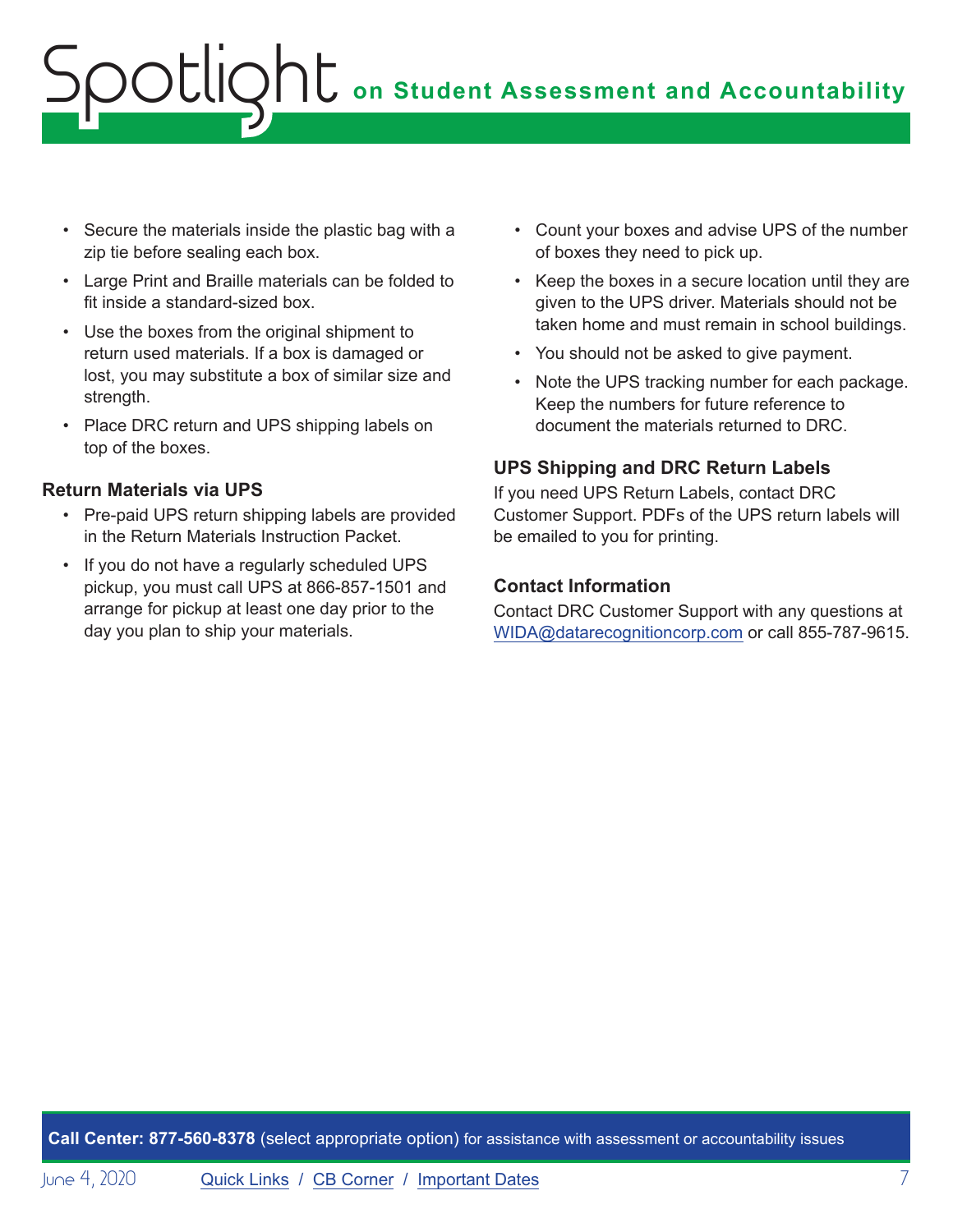- Secure the materials inside the plastic bag with a zip tie before sealing each box.
- Large Print and Braille materials can be folded to fit inside a standard-sized box.
- Use the boxes from the original shipment to return used materials. If a box is damaged or lost, you may substitute a box of similar size and strength.
- Place DRC return and UPS shipping labels on top of the boxes.

### Return Materials via UPS

- Pre-paid UPS return shipping labels are provided in the Return Materials Instruction Packet.
- If you do not have a regularly scheduled UPS pickup, you must call UPS at 866-857-1501 and arrange for pickup at least one day prior to the day you plan to ship your materials.
- Count your boxes and advise UPS of the number of boxes they need to pick up.
- Keep the boxes in a secure location until they are given to the UPS driver. Materials should not be taken home and must remain in school buildings.
- You should not be asked to give payment.
- Note the UPS tracking number for each package. Keep the numbers for future reference to document the materials returned to DRC.

### UPS Shipping and DRC Return Labels

If you need UPS Return Labels, contact DRC Customer Support. PDFs of the UPS return labels will be emailed to you for printing.

### Contact Information

Contact DRC Customer Support with any questions at WIDA@datarecognitioncorp.com or call 855-787-9615.

**Call Center: 877-560-8378** (select appropriate option) for assistance with assessment or accountability issues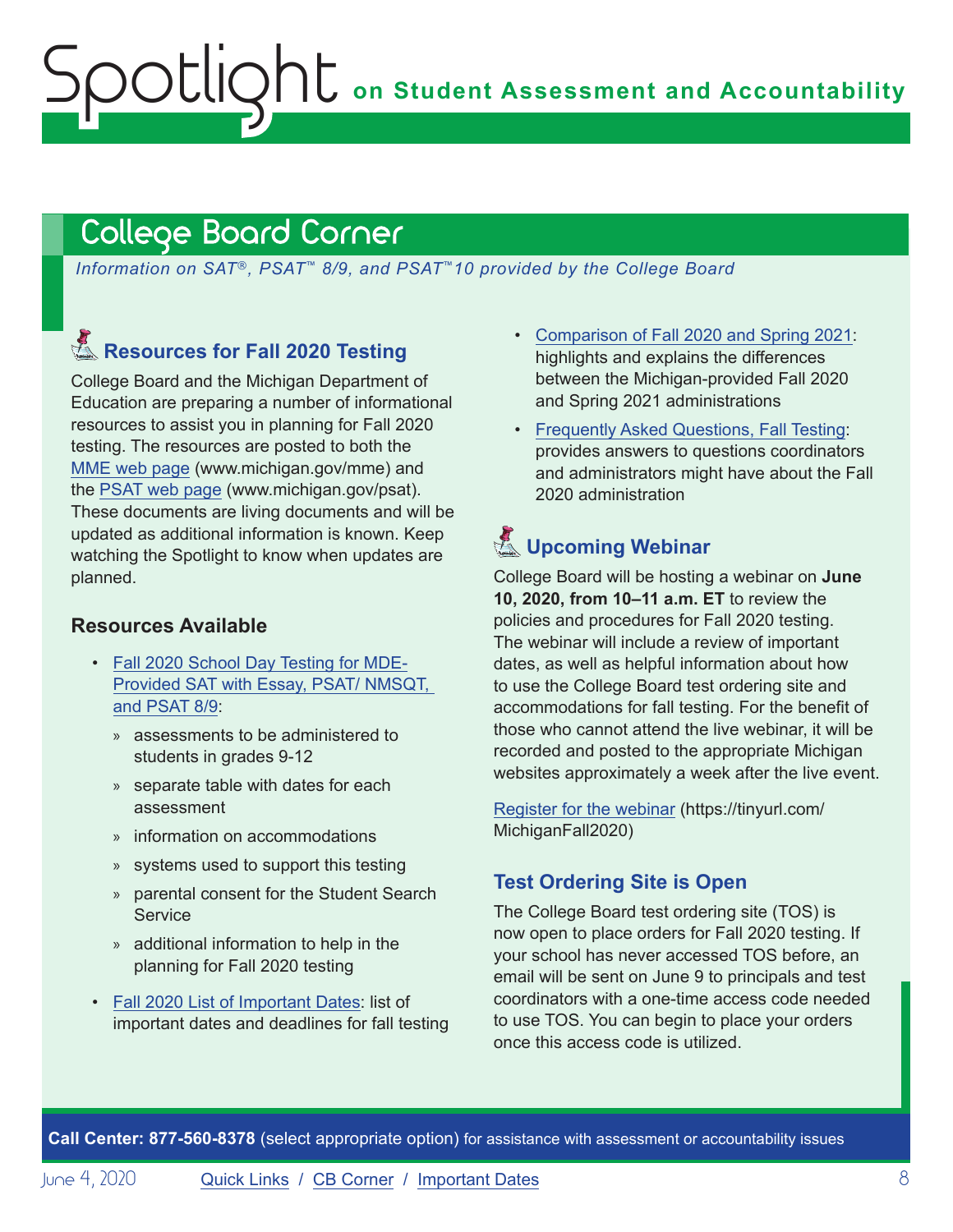# College Board Corner

*Information on SAT®, PSAT™ 8/9, and PSAT™10 provided by the College Board*

## Resources for Fall 2020 Testing

College Board and the Michigan Department of Education are preparing a number of informational resources to assist you in planning for Fall 2020 testing. The resources are posted to both the MME web page (www.michigan.gov/mme) and the PSAT web page (www.michigan.gov/psat). These documents are living documents and will be updated as additional information is known. Keep watching the Spotlight to know when updates are planned.

### Resources Available

- Fall 2020 School Day Testing for MDE-Provided SAT with Essay, PSAT/ NMSQT, and PSAT 8/9:
  - assessments to be administered to students in grades 9-12
  - separate table with dates for each assessment
  - information on accommodations
  - systems used to support this testing
  - parental consent for the Student Search Service
  - additional information to help in the planning for Fall 2020 testing
- Fall 2020 List of Important Dates: list of important dates and deadlines for fall testing
- Comparison of Fall 2020 and Spring 2021: highlights and explains the differences between the Michigan-provided Fall 2020 and Spring 2021 administrations
- Frequently Asked Questions, Fall Testing: provides answers to questions coordinators and administrators might have about the Fall 2020 administration

## Upcoming Webinar

College Board will be hosting a webinar on **June 10, 2020, from 10–11 a.m. ET** to review the policies and procedures for Fall 2020 testing. The webinar will include a review of important dates, as well as helpful information about how to use the College Board test ordering site and accommodations for fall testing. For the benefit of those who cannot attend the live webinar, it will be recorded and posted to the appropriate Michigan websites approximately a week after the live event.

Register for the webinar (https://tinyurl.com/MichiganFall2020)

### Test Ordering Site is Open

The College Board test ordering site (TOS) is now open to place orders for Fall 2020 testing. If your school has never accessed TOS before, an email will be sent on June 9 to principals and test coordinators with a one-time access code needed to use TOS. You can begin to place your orders once this access code is utilized.

**Call Center: 877-560-8378** (select appropriate option) for assistance with assessment or accountability issues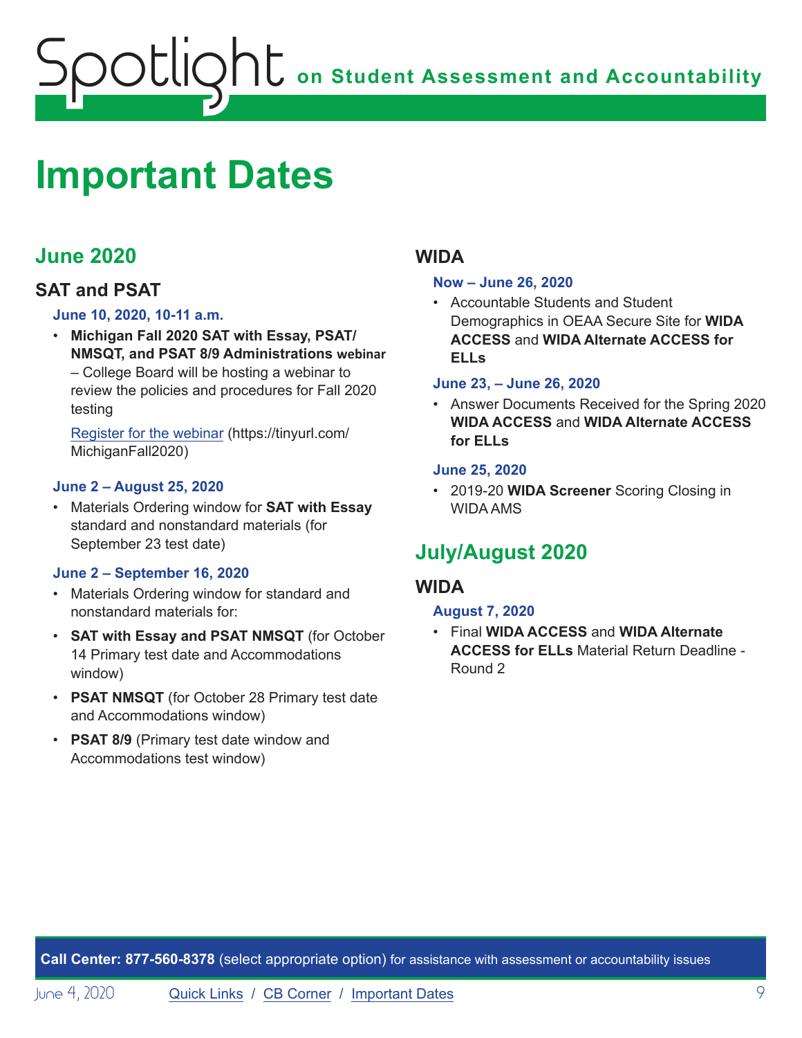# Important Dates

## June 2020

### SAT and PSAT

**June 10, 2020, 10-11 a.m.**

- **Michigan Fall 2020 SAT with Essay, PSAT/ NMSQT, and PSAT 8/9 Administrations webinar** – College Board will be hosting a webinar to review the policies and procedures for Fall 2020 testing

  Register for the webinar (https://tinyurl.com/MichiganFall2020)

**June 2 – August 25, 2020**

- Materials Ordering window for **SAT with Essay** standard and nonstandard materials (for September 23 test date)

**June 2 – September 16, 2020**

- Materials Ordering window for standard and nonstandard materials for:
- **SAT with Essay and PSAT NMSQT** (for October 14 Primary test date and Accommodations window)
- **PSAT NMSQT** (for October 28 Primary test date and Accommodations window)
- **PSAT 8/9** (Primary test date window and Accommodations test window)

### WIDA

**Now – June 26, 2020**

- Accountable Students and Student Demographics in OEAA Secure Site for **WIDA ACCESS** and **WIDA Alternate ACCESS for ELLs**

**June 23, – June 26, 2020**

- Answer Documents Received for the Spring 2020 **WIDA ACCESS** and **WIDA Alternate ACCESS for ELLs**

**June 25, 2020**

- 2019-20 **WIDA Screener** Scoring Closing in WIDA AMS

## July/August 2020

### WIDA

**August 7, 2020**

- Final **WIDA ACCESS** and **WIDA Alternate ACCESS for ELLs** Material Return Deadline - Round 2

**Call Center: 877-560-8378** (select appropriate option) for assistance with assessment or accountability issues